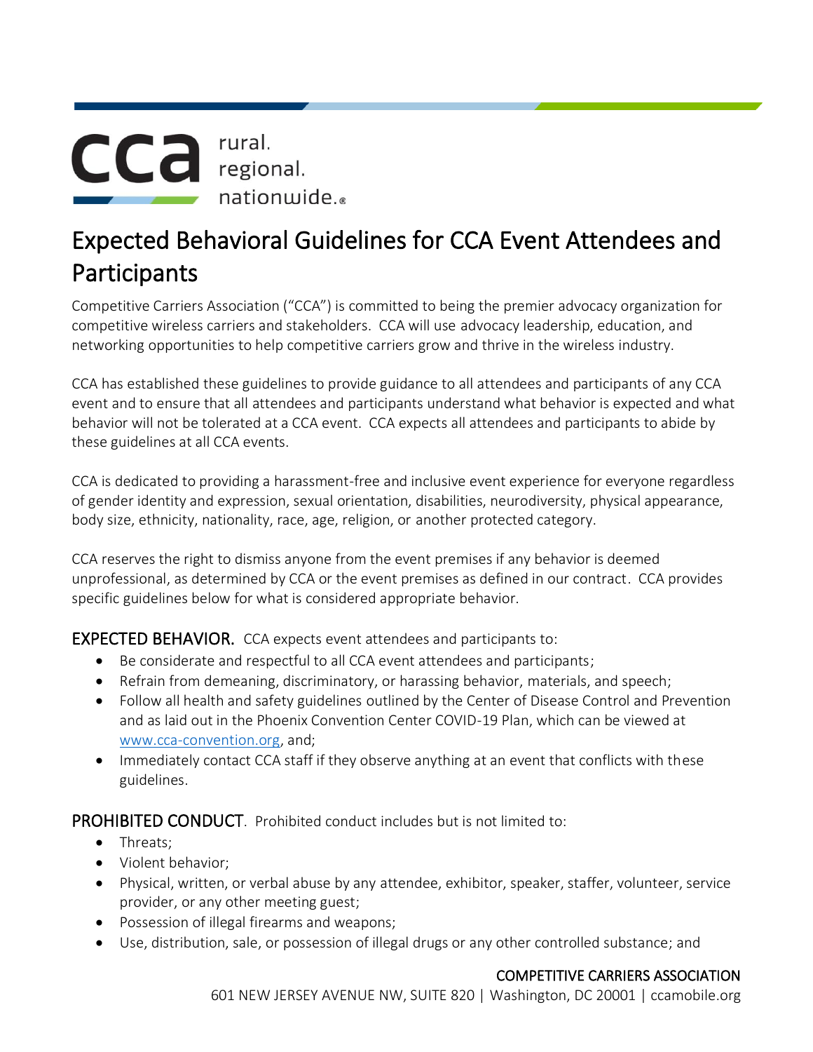cca rural. regional. nationwide.®

# Expected Behavioral Guidelines for CCA Event Attendees and Participants

Competitive Carriers Association ("CCA") is committed to being the premier advocacy organization for competitive wireless carriers and stakeholders. CCA will use advocacy leadership, education, and networking opportunities to help competitive carriers grow and thrive in the wireless industry.

CCA has established these guidelines to provide guidance to all attendees and participants of any CCA event and to ensure that all attendees and participants understand what behavior is expected and what behavior will not be tolerated at a CCA event. CCA expects all attendees and participants to abide by these guidelines at all CCA events.

CCA is dedicated to providing a harassment-free and inclusive event experience for everyone regardless of gender identity and expression, sexual orientation, disabilities, neurodiversity, physical appearance, body size, ethnicity, nationality, race, age, religion, or another protected category.

CCA reserves the right to dismiss anyone from the event premises if any behavior is deemed unprofessional, as determined by CCA or the event premises as defined in our contract. CCA provides specific guidelines below for what is considered appropriate behavior.

**EXPECTED BEHAVIOR.** CCA expects event attendees and participants to:

- Be considerate and respectful to all CCA event attendees and participants;
- Refrain from demeaning, discriminatory, or harassing behavior, materials, and speech;
- Follow all health and safety guidelines outlined by the Center of Disease Control and Prevention and as laid out in the Phoenix Convention Center COVID-19 Plan, which can be viewed at [www.cca-convention.org](http://www.cca-convention.org), and;
- Immediately contact CCA staff if they observe anything at an event that conflicts with these guidelines.

**PROHIBITED CONDUCT.** Prohibited conduct includes but is not limited to:

- Threats;
- Violent behavior;
- Physical, written, or verbal abuse by any attendee, exhibitor, speaker, staffer, volunteer, service provider, or any other meeting guest;
- Possession of illegal firearms and weapons;
- Use, distribution, sale, or possession of illegal drugs or any other controlled substance; and

COMPETITIVE CARRIERS ASSOCIATION
601 NEW JERSEY AVENUE NW, SUITE 820 | Washington, DC 20001 | ccamobile.org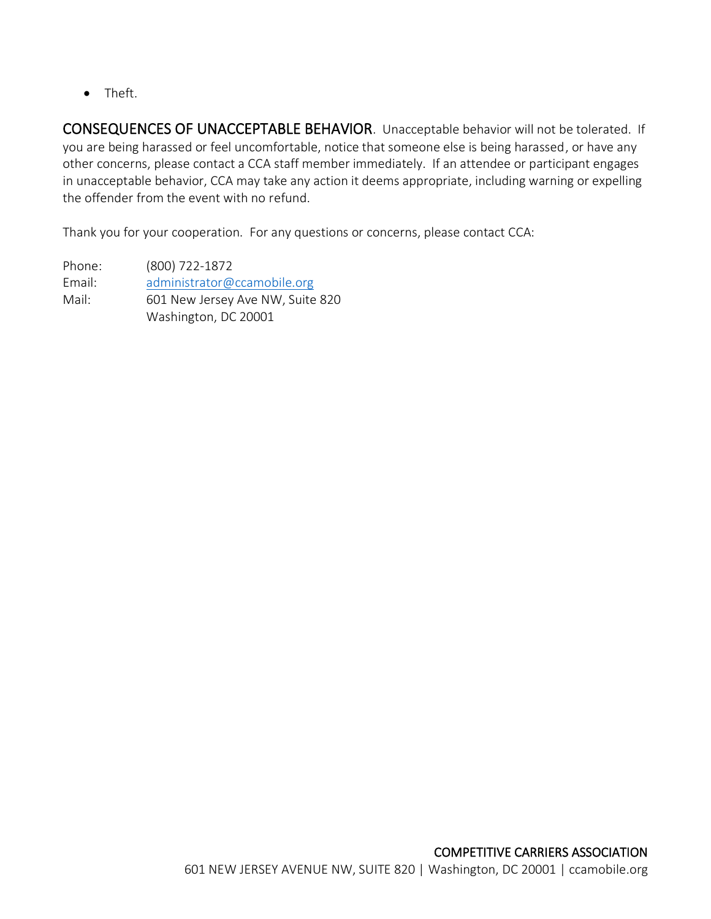- Theft.

**CONSEQUENCES OF UNACCEPTABLE BEHAVIOR**. Unacceptable behavior will not be tolerated. If you are being harassed or feel uncomfortable, notice that someone else is being harassed, or have any other concerns, please contact a CCA staff member immediately. If an attendee or participant engages in unacceptable behavior, CCA may take any action it deems appropriate, including warning or expelling the offender from the event with no refund.

Thank you for your cooperation. For any questions or concerns, please contact CCA:

| | |
|---|---|
| Phone: | (800) 722-1872 |
| Email: | administrator@ccamobile.org |
| Mail: | 601 New Jersey Ave NW, Suite 820<br>Washington, DC 20001 |